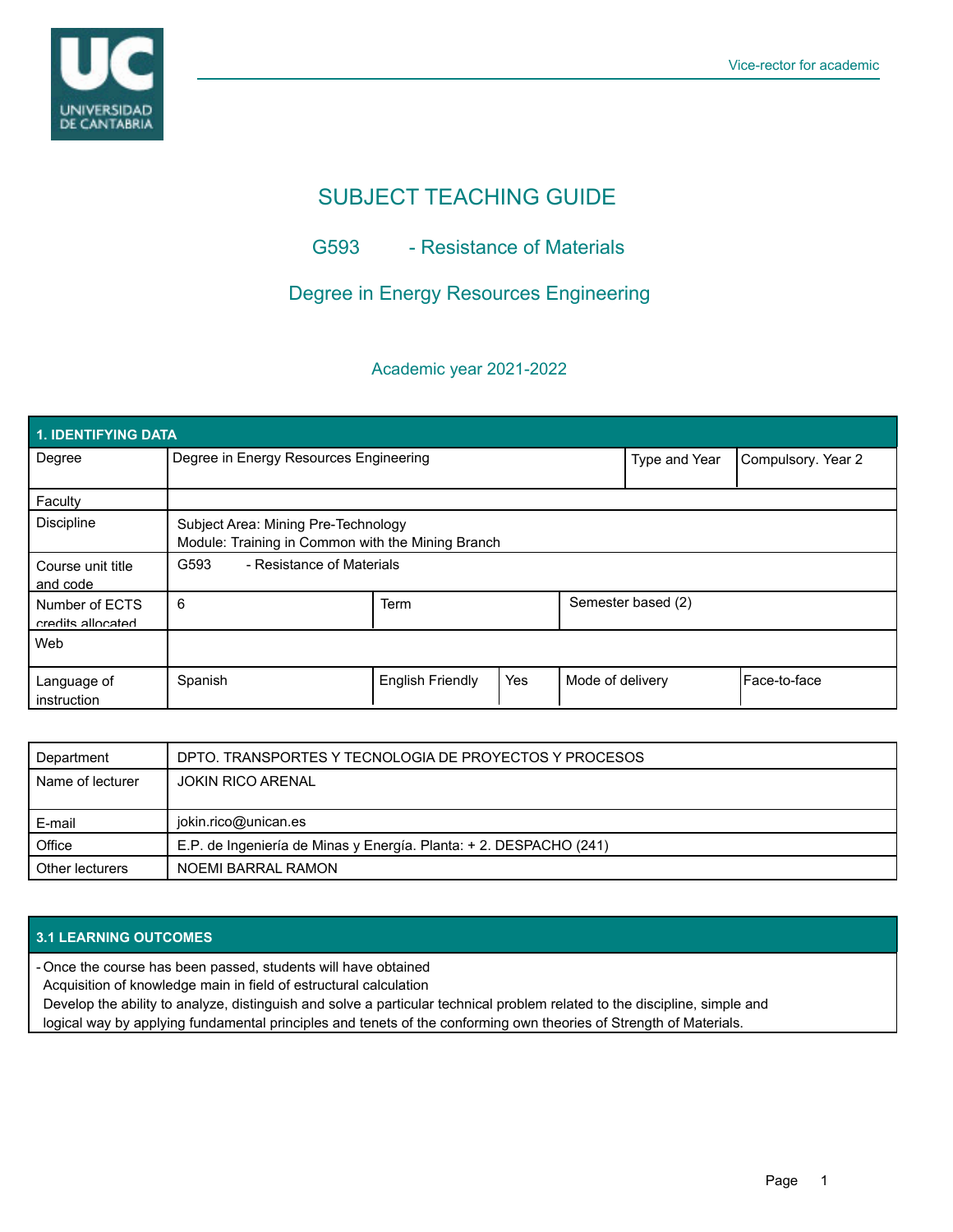# SUBJECT TEACHING GUIDE

## G593 - Resistance of Materials

## Degree in Energy Resources Engineering

### Academic year 2021-2022

| 1. IDENTIFYING DATA | | | | | | |
|---|---|---|---|---|---|---|
| Degree | Degree in Energy Resources Engineering | | | | Type and Year | Compulsory. Year 2 |
| Faculty | | | | | | |
| Discipline | Subject Area: Mining Pre-Technology<br>Module: Training in Common with the Mining Branch | | | | | |
| Course unit title and code | G593 - Resistance of Materials | | | | | |
| Number of ECTS credits allocated | 6 | Term | | Semester based (2) | | |
| Web | | | | | | |
| Language of instruction | Spanish | English Friendly | Yes | Mode of delivery | Face-to-face | |

| Department | DPTO. TRANSPORTES Y TECNOLOGIA DE PROYECTOS Y PROCESOS |
|---|---|
| Name of lecturer | JOKIN RICO ARENAL |
| E-mail | jokin.rico@unican.es |
| Office | E.P. de Ingeniería de Minas y Energía. Planta: + 2. DESPACHO (241) |
| Other lecturers | NOEMI BARRAL RAMON |

## 3.1 LEARNING OUTCOMES

- Once the course has been passed, students will have obtained
  Acquisition of knowledge main in field of estructural calculation
  Develop the ability to analyze, distinguish and solve a particular technical problem related to the discipline, simple and logical way by applying fundamental principles and tenets of the conforming own theories of Strength of Materials.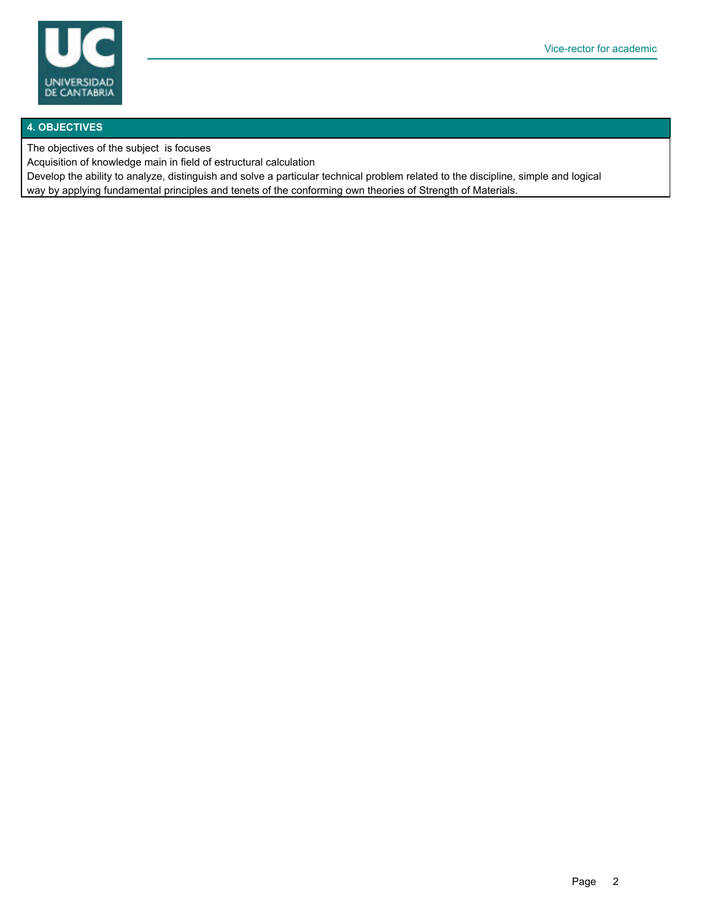## 4. OBJECTIVES

The objectives of the subject is focuses

Acquisition of knowledge main in field of estructural calculation

Develop the ability to analyze, distinguish and solve a particular technical problem related to the discipline, simple and logical way by applying fundamental principles and tenets of the conforming own theories of Strength of Materials.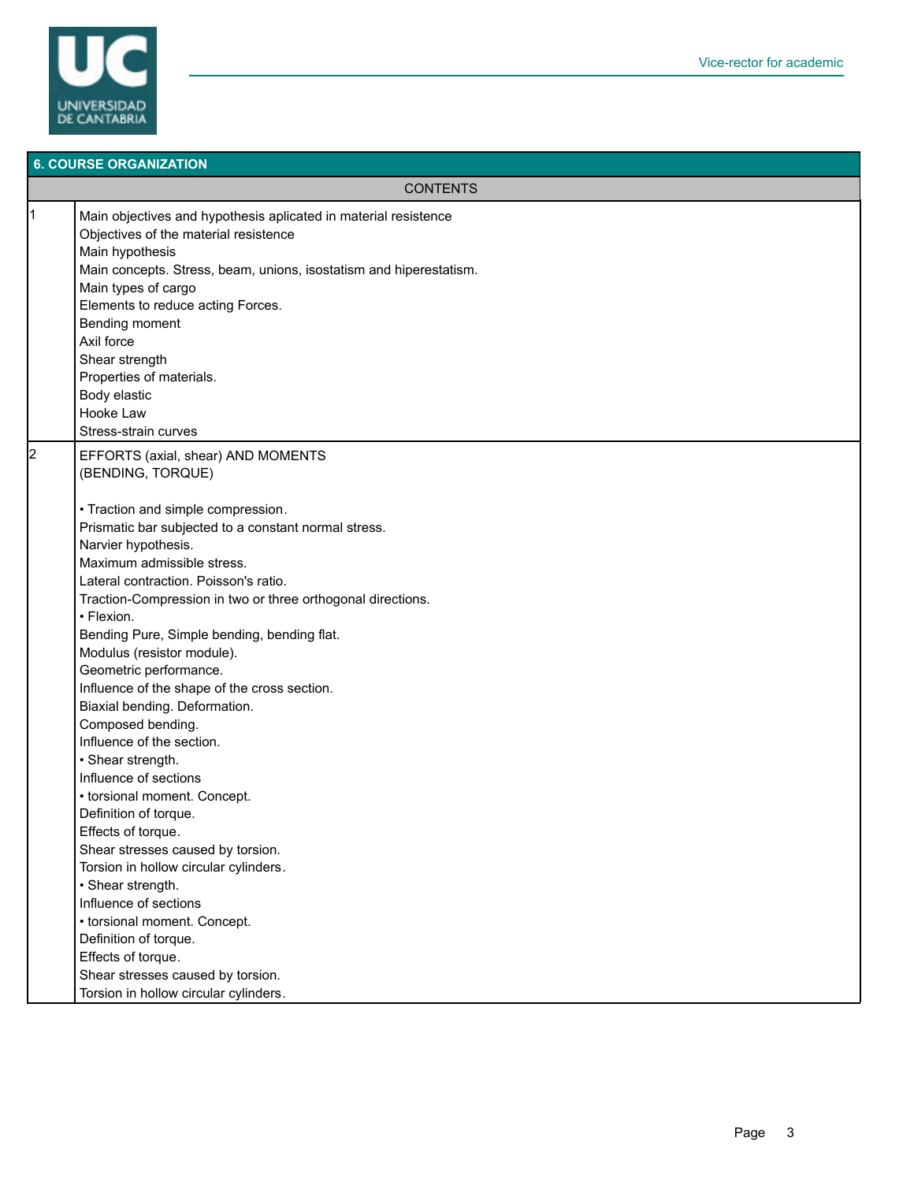## 6. COURSE ORGANIZATION

| | CONTENTS |
|---|---|
| 1 | Main objectives and hypothesis aplicated in material resistence<br>Objectives of the material resistence<br>Main hypothesis<br>Main concepts. Stress, beam, unions, isostatism and hiperestatism.<br>Main types of cargo<br>Elements to reduce acting Forces.<br>Bending moment<br>Axil force<br>Shear strength<br>Properties of materials.<br>Body elastic<br>Hooke Law<br>Stress-strain curves |
| 2 | EFFORTS (axial, shear) AND MOMENTS<br>(BENDING, TORQUE)<br><br>• Traction and simple compression.<br>Prismatic bar subjected to a constant normal stress.<br>Narvier hypothesis.<br>Maximum admissible stress.<br>Lateral contraction. Poisson's ratio.<br>Traction-Compression in two or three orthogonal directions.<br>• Flexion.<br>Bending Pure, Simple bending, bending flat.<br>Modulus (resistor module).<br>Geometric performance.<br>Influence of the shape of the cross section.<br>Biaxial bending. Deformation.<br>Composed bending.<br>Influence of the section.<br>• Shear strength.<br>Influence of sections<br>• torsional moment. Concept.<br>Definition of torque.<br>Effects of torque.<br>Shear stresses caused by torsion.<br>Torsion in hollow circular cylinders.<br>• Shear strength.<br>Influence of sections<br>• torsional moment. Concept.<br>Definition of torque.<br>Effects of torque.<br>Shear stresses caused by torsion.<br>Torsion in hollow circular cylinders. |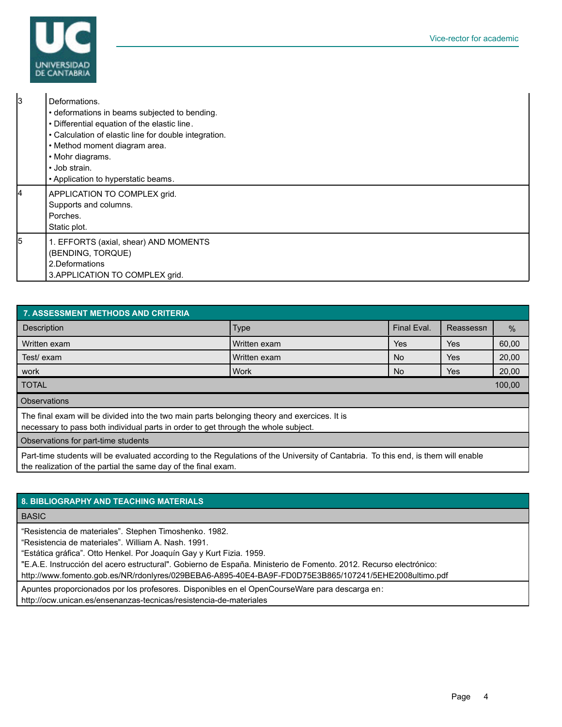| | |
|---|---|
| 3 | Deformations.<br>• deformations in beams subjected to bending.<br>• Differential equation of the elastic line.<br>• Calculation of elastic line for double integration.<br>• Method moment diagram area.<br>• Mohr diagrams.<br>• Job strain.<br>• Application to hyperstatic beams. |
| 4 | APPLICATION TO COMPLEX grid.<br>Supports and columns.<br>Porches.<br>Static plot. |
| 5 | 1. EFFORTS (axial, shear) AND MOMENTS (BENDING, TORQUE)<br>2.Deformations<br>3.APPLICATION TO COMPLEX grid. |

## 7. ASSESSMENT METHODS AND CRITERIA

| Description | Type | Final Eval. | Reassessn | % |
|---|---|---|---|---|
| Written exam | Written exam | Yes | Yes | 60,00 |
| Test/ exam | Written exam | No | Yes | 20,00 |
| work | Work | No | Yes | 20,00 |
| TOTAL | | | | 100,00 |

**Observations**

The final exam will be divided into the two main parts belonging theory and exercices. It is necessary to pass both individual parts in order to get through the whole subject.

**Observations for part-time students**

Part-time students will be evaluated according to the Regulations of the University of Cantabria. To this end, is them will enable the realization of the partial the same day of the final exam.

## 8. BIBLIOGRAPHY AND TEACHING MATERIALS

**BASIC**

“Resistencia de materiales”. Stephen Timoshenko. 1982.
“Resistencia de materiales”. William A. Nash. 1991.
“Estática gráfica”. Otto Henkel. Por Joaquín Gay y Kurt Fizia. 1959.
"E.A.E. Instrucción del acero estructural". Gobierno de España. Ministerio de Fomento. 2012. Recurso electrónico:
http://www.fomento.gob.es/NR/rdonlyres/029BEBA6-A895-40E4-BA9F-FD0D75E3B865/107241/5EHE2008ultimo.pdf

Apuntes proporcionados por los profesores. Disponibles en el OpenCourseWare para descarga en:
http://ocw.unican.es/ensenanzas-tecnicas/resistencia-de-materiales